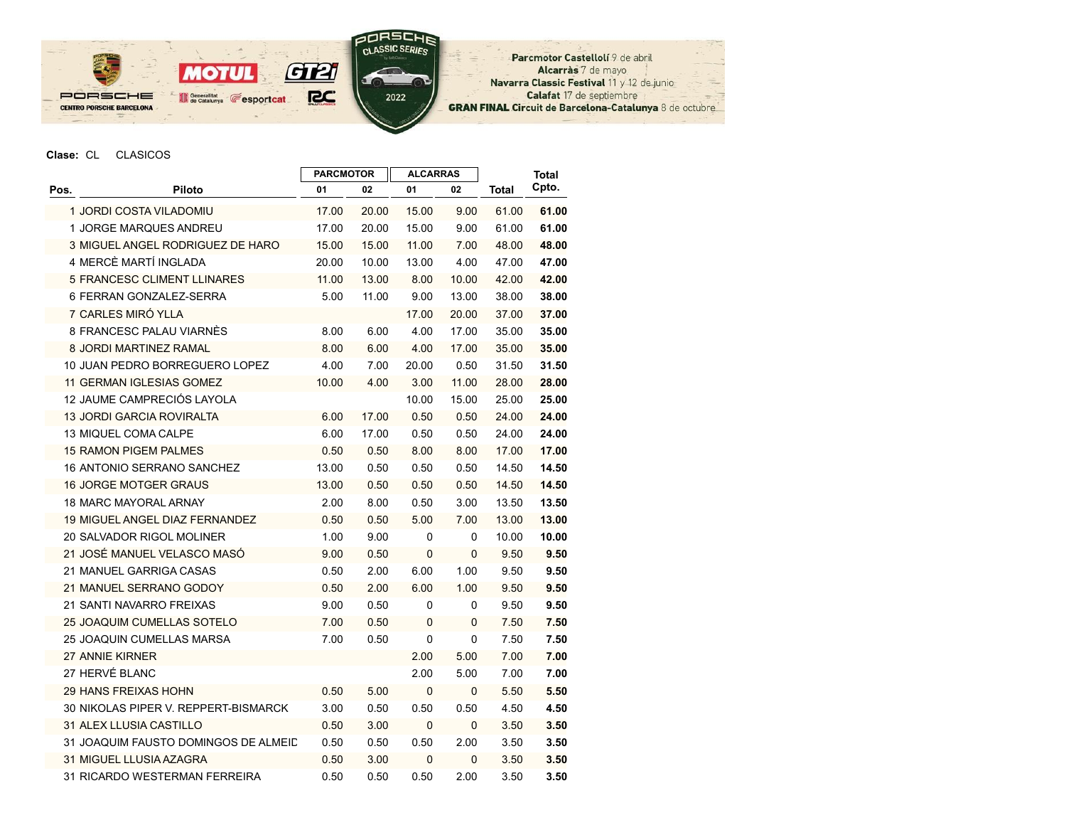Parcmotor Castellolí 9 de abril
Alcarràs 7 de mayo
Navarra Classic Festival 11 y 12 de junio
Calafat 17 de septiembre
**GRAN FINAL Circuit de Barcelona-Catalunya** 8 de octubre

**Clase:** CL CLASICOS

| Pos. | Piloto | PARCMOTOR 01 | PARCMOTOR 02 | ALCARRAS 01 | ALCARRAS 02 | Total | Total Cpto. |
|---|---|---|---|---|---|---|---|
| 1 | JORDI COSTA VILADOMIU | 17.00 | 20.00 | 15.00 | 9.00 | 61.00 | **61.00** |
| 1 | JORGE MARQUES ANDREU | 17.00 | 20.00 | 15.00 | 9.00 | 61.00 | **61.00** |
| 3 | MIGUEL ANGEL RODRIGUEZ DE HARO | 15.00 | 15.00 | 11.00 | 7.00 | 48.00 | **48.00** |
| 4 | MERCÈ MARTÍ INGLADA | 20.00 | 10.00 | 13.00 | 4.00 | 47.00 | **47.00** |
| 5 | FRANCESC CLIMENT LLINARES | 11.00 | 13.00 | 8.00 | 10.00 | 42.00 | **42.00** |
| 6 | FERRAN GONZALEZ-SERRA | 5.00 | 11.00 | 9.00 | 13.00 | 38.00 | **38.00** |
| 7 | CARLES MIRÓ YLLA | | | 17.00 | 20.00 | 37.00 | **37.00** |
| 8 | FRANCESC PALAU VIARNÈS | 8.00 | 6.00 | 4.00 | 17.00 | 35.00 | **35.00** |
| 8 | JORDI MARTINEZ RAMAL | 8.00 | 6.00 | 4.00 | 17.00 | 35.00 | **35.00** |
| 10 | JUAN PEDRO BORREGUERO LOPEZ | 4.00 | 7.00 | 20.00 | 0.50 | 31.50 | **31.50** |
| 11 | GERMAN IGLESIAS GOMEZ | 10.00 | 4.00 | 3.00 | 11.00 | 28.00 | **28.00** |
| 12 | JAUME CAMPRECIÓS LAYOLA | | | 10.00 | 15.00 | 25.00 | **25.00** |
| 13 | JORDI GARCIA ROVIRALTA | 6.00 | 17.00 | 0.50 | 0.50 | 24.00 | **24.00** |
| 13 | MIQUEL COMA CALPE | 6.00 | 17.00 | 0.50 | 0.50 | 24.00 | **24.00** |
| 15 | RAMON PIGEM PALMES | 0.50 | 0.50 | 8.00 | 8.00 | 17.00 | **17.00** |
| 16 | ANTONIO SERRANO SANCHEZ | 13.00 | 0.50 | 0.50 | 0.50 | 14.50 | **14.50** |
| 16 | JORGE MOTGER GRAUS | 13.00 | 0.50 | 0.50 | 0.50 | 14.50 | **14.50** |
| 18 | MARC MAYORAL ARNAY | 2.00 | 8.00 | 0.50 | 3.00 | 13.50 | **13.50** |
| 19 | MIGUEL ANGEL DIAZ FERNANDEZ | 0.50 | 0.50 | 5.00 | 7.00 | 13.00 | **13.00** |
| 20 | SALVADOR RIGOL MOLINER | 1.00 | 9.00 | 0 | 0 | 10.00 | **10.00** |
| 21 | JOSÉ MANUEL VELASCO MASÓ | 9.00 | 0.50 | 0 | 0 | 9.50 | **9.50** |
| 21 | MANUEL GARRIGA CASAS | 0.50 | 2.00 | 6.00 | 1.00 | 9.50 | **9.50** |
| 21 | MANUEL SERRANO GODOY | 0.50 | 2.00 | 6.00 | 1.00 | 9.50 | **9.50** |
| 21 | SANTI NAVARRO FREIXAS | 9.00 | 0.50 | 0 | 0 | 9.50 | **9.50** |
| 25 | JOAQUIM CUMELLAS SOTELO | 7.00 | 0.50 | 0 | 0 | 7.50 | **7.50** |
| 25 | JOAQUIN CUMELLAS MARSA | 7.00 | 0.50 | 0 | 0 | 7.50 | **7.50** |
| 27 | ANNIE KIRNER | | | 2.00 | 5.00 | 7.00 | **7.00** |
| 27 | HERVÉ BLANC | | | 2.00 | 5.00 | 7.00 | **7.00** |
| 29 | HANS FREIXAS HOHN | 0.50 | 5.00 | 0 | 0 | 5.50 | **5.50** |
| 30 | NIKOLAS PIPER V. REPPERT-BISMARCK | 3.00 | 0.50 | 0.50 | 0.50 | 4.50 | **4.50** |
| 31 | ALEX LLUSIA CASTILLO | 0.50 | 3.00 | 0 | 0 | 3.50 | **3.50** |
| 31 | JOAQUIM FAUSTO DOMINGOS DE ALMEID | 0.50 | 0.50 | 0.50 | 2.00 | 3.50 | **3.50** |
| 31 | MIGUEL LLUSIA AZAGRA | 0.50 | 3.00 | 0 | 0 | 3.50 | **3.50** |
| 31 | RICARDO WESTERMAN FERREIRA | 0.50 | 0.50 | 0.50 | 2.00 | 3.50 | **3.50** |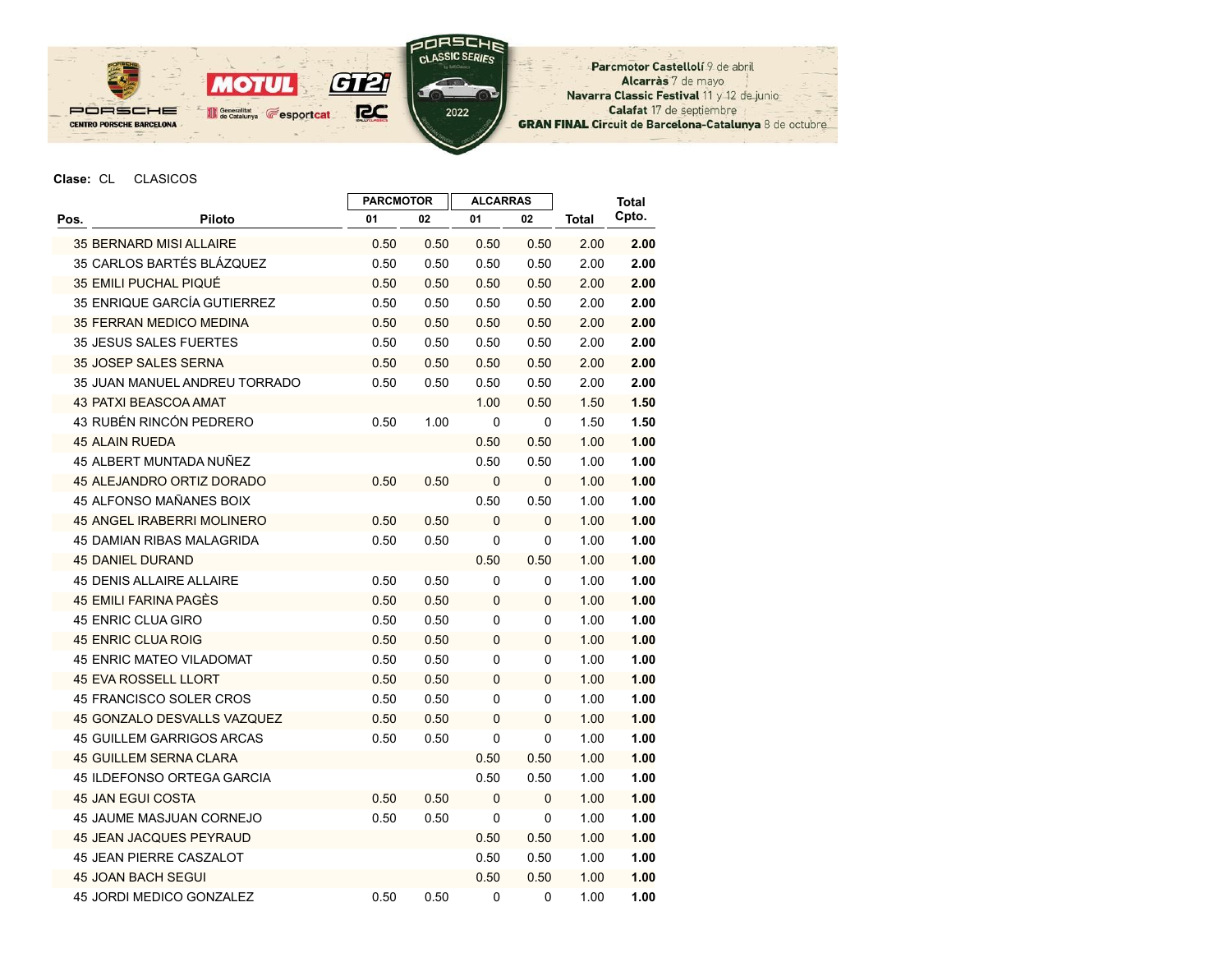Parcmotor Castellolí 9 de abril
Alcarràs 7 de mayo
Navarra Classic Festival 11 y 12 de junio
Calafat 17 de septiembre
GRAN FINAL Circuit de Barcelona-Catalunya 8 de octubre

**Clase:** CL CLASICOS

| Pos. | Piloto | PARCMOTOR | | ALCARRAS | | Total | Total Cpto. |
|---|---|---|---|---|---|---|---|
| | | 01 | 02 | 01 | 02 | | |
| 35 | BERNARD MISI ALLAIRE | 0.50 | 0.50 | 0.50 | 0.50 | 2.00 | **2.00** |
| 35 | CARLOS BARTÉS BLÁZQUEZ | 0.50 | 0.50 | 0.50 | 0.50 | 2.00 | **2.00** |
| 35 | EMILI PUCHAL PIQUÉ | 0.50 | 0.50 | 0.50 | 0.50 | 2.00 | **2.00** |
| 35 | ENRIQUE GARCÍA GUTIERREZ | 0.50 | 0.50 | 0.50 | 0.50 | 2.00 | **2.00** |
| 35 | FERRAN MEDICO MEDINA | 0.50 | 0.50 | 0.50 | 0.50 | 2.00 | **2.00** |
| 35 | JESUS SALES FUERTES | 0.50 | 0.50 | 0.50 | 0.50 | 2.00 | **2.00** |
| 35 | JOSEP SALES SERNA | 0.50 | 0.50 | 0.50 | 0.50 | 2.00 | **2.00** |
| 35 | JUAN MANUEL ANDREU TORRADO | 0.50 | 0.50 | 0.50 | 0.50 | 2.00 | **2.00** |
| 43 | PATXI BEASCOA AMAT | | | 1.00 | 0.50 | 1.50 | **1.50** |
| 43 | RUBÉN RINCÓN PEDRERO | 0.50 | 1.00 | 0 | 0 | 1.50 | **1.50** |
| 45 | ALAIN RUEDA | | | 0.50 | 0.50 | 1.00 | **1.00** |
| 45 | ALBERT MUNTADA NUÑEZ | | | 0.50 | 0.50 | 1.00 | **1.00** |
| 45 | ALEJANDRO ORTIZ DORADO | 0.50 | 0.50 | 0 | 0 | 1.00 | **1.00** |
| 45 | ALFONSO MAÑANES BOIX | | | 0.50 | 0.50 | 1.00 | **1.00** |
| 45 | ANGEL IRABERRI MOLINERO | 0.50 | 0.50 | 0 | 0 | 1.00 | **1.00** |
| 45 | DAMIAN RIBAS MALAGRIDA | 0.50 | 0.50 | 0 | 0 | 1.00 | **1.00** |
| 45 | DANIEL DURAND | | | 0.50 | 0.50 | 1.00 | **1.00** |
| 45 | DENIS ALLAIRE ALLAIRE | 0.50 | 0.50 | 0 | 0 | 1.00 | **1.00** |
| 45 | EMILI FARINA PAGÈS | 0.50 | 0.50 | 0 | 0 | 1.00 | **1.00** |
| 45 | ENRIC CLUA GIRO | 0.50 | 0.50 | 0 | 0 | 1.00 | **1.00** |
| 45 | ENRIC CLUA ROIG | 0.50 | 0.50 | 0 | 0 | 1.00 | **1.00** |
| 45 | ENRIC MATEO VILADOMAT | 0.50 | 0.50 | 0 | 0 | 1.00 | **1.00** |
| 45 | EVA ROSSELL LLORT | 0.50 | 0.50 | 0 | 0 | 1.00 | **1.00** |
| 45 | FRANCISCO SOLER CROS | 0.50 | 0.50 | 0 | 0 | 1.00 | **1.00** |
| 45 | GONZALO DESVALLS VAZQUEZ | 0.50 | 0.50 | 0 | 0 | 1.00 | **1.00** |
| 45 | GUILLEM GARRIGOS ARCAS | 0.50 | 0.50 | 0 | 0 | 1.00 | **1.00** |
| 45 | GUILLEM SERNA CLARA | | | 0.50 | 0.50 | 1.00 | **1.00** |
| 45 | ILDEFONSO ORTEGA GARCIA | | | 0.50 | 0.50 | 1.00 | **1.00** |
| 45 | JAN EGUI COSTA | 0.50 | 0.50 | 0 | 0 | 1.00 | **1.00** |
| 45 | JAUME MASJUAN CORNEJO | 0.50 | 0.50 | 0 | 0 | 1.00 | **1.00** |
| 45 | JEAN JACQUES PEYRAUD | | | 0.50 | 0.50 | 1.00 | **1.00** |
| 45 | JEAN PIERRE CASZALOT | | | 0.50 | 0.50 | 1.00 | **1.00** |
| 45 | JOAN BACH SEGUI | | | 0.50 | 0.50 | 1.00 | **1.00** |
| 45 | JORDI MEDICO GONZALEZ | 0.50 | 0.50 | 0 | 0 | 1.00 | **1.00** |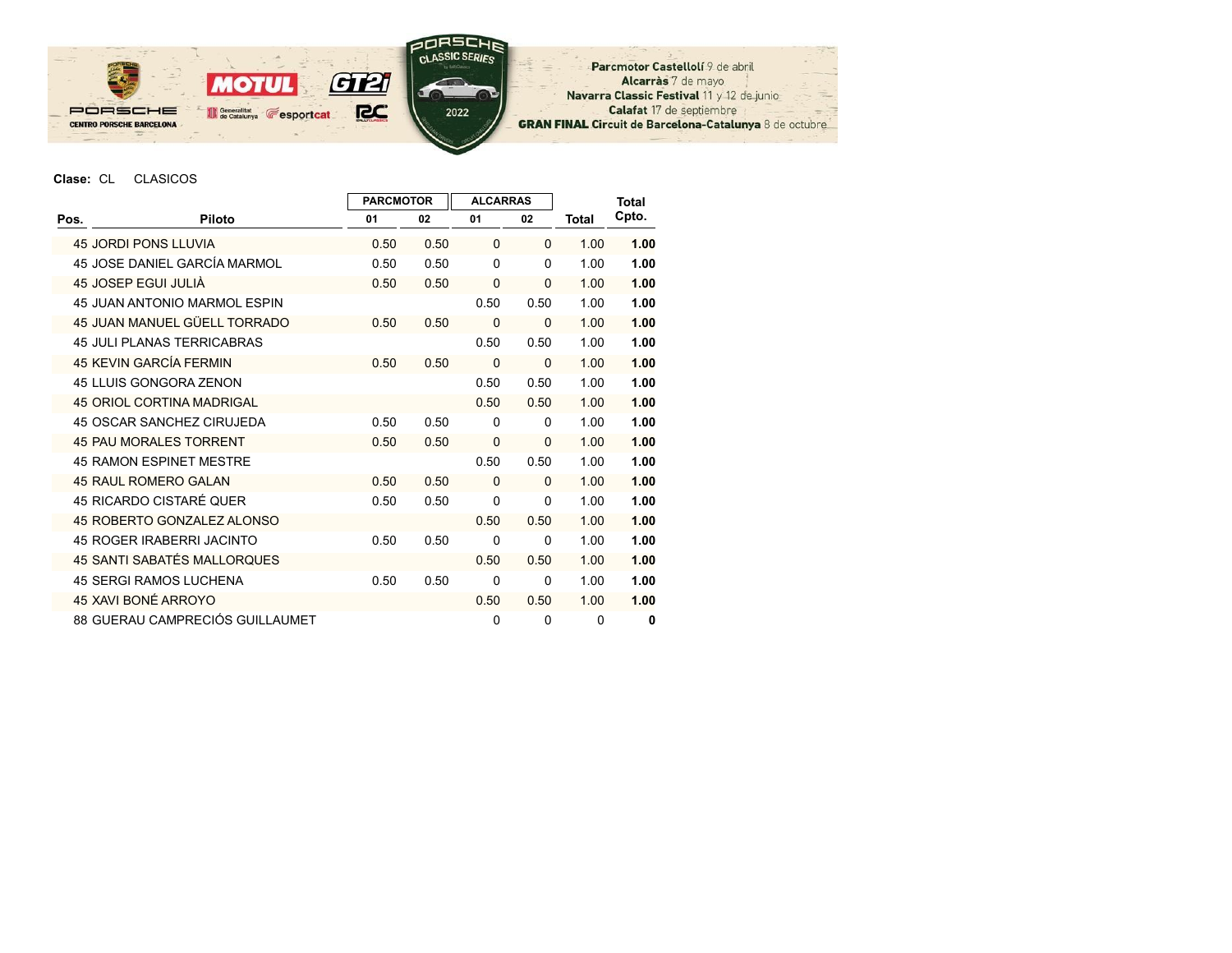Parcmotor Castellolí 9 de abril
Alcarràs 7 de mayo
Navarra Classic Festival 11 y 12 de junio
Calafat 17 de septiembre
GRAN FINAL Circuit de Barcelona-Catalunya 8 de octubre

**Clase:** CL CLASICOS

| Pos. | Piloto | PARCMOTOR 01 | PARCMOTOR 02 | ALCARRAS 01 | ALCARRAS 02 | Total | Total Cpto. |
|---|---|---|---|---|---|---|---|
| 45 | JORDI PONS LLUVIA | 0.50 | 0.50 | 0 | 0 | 1.00 | **1.00** |
| 45 | JOSE DANIEL GARCÍA MARMOL | 0.50 | 0.50 | 0 | 0 | 1.00 | **1.00** |
| 45 | JOSEP EGUI JULIÀ | 0.50 | 0.50 | 0 | 0 | 1.00 | **1.00** |
| 45 | JUAN ANTONIO MARMOL ESPIN | | | 0.50 | 0.50 | 1.00 | **1.00** |
| 45 | JUAN MANUEL GÜELL TORRADO | 0.50 | 0.50 | 0 | 0 | 1.00 | **1.00** |
| 45 | JULI PLANAS TERRICABRAS | | | 0.50 | 0.50 | 1.00 | **1.00** |
| 45 | KEVIN GARCÍA FERMIN | 0.50 | 0.50 | 0 | 0 | 1.00 | **1.00** |
| 45 | LLUIS GONGORA ZENON | | | 0.50 | 0.50 | 1.00 | **1.00** |
| 45 | ORIOL CORTINA MADRIGAL | | | 0.50 | 0.50 | 1.00 | **1.00** |
| 45 | OSCAR SANCHEZ CIRUJEDA | 0.50 | 0.50 | 0 | 0 | 1.00 | **1.00** |
| 45 | PAU MORALES TORRENT | 0.50 | 0.50 | 0 | 0 | 1.00 | **1.00** |
| 45 | RAMON ESPINET MESTRE | | | 0.50 | 0.50 | 1.00 | **1.00** |
| 45 | RAUL ROMERO GALAN | 0.50 | 0.50 | 0 | 0 | 1.00 | **1.00** |
| 45 | RICARDO CISTARÉ QUER | 0.50 | 0.50 | 0 | 0 | 1.00 | **1.00** |
| 45 | ROBERTO GONZALEZ ALONSO | | | 0.50 | 0.50 | 1.00 | **1.00** |
| 45 | ROGER IRABERRI JACINTO | 0.50 | 0.50 | 0 | 0 | 1.00 | **1.00** |
| 45 | SANTI SABATÉS MALLORQUES | | | 0.50 | 0.50 | 1.00 | **1.00** |
| 45 | SERGI RAMOS LUCHENA | 0.50 | 0.50 | 0 | 0 | 1.00 | **1.00** |
| 45 | XAVI BONÉ ARROYO | | | 0.50 | 0.50 | 1.00 | **1.00** |
| 88 | GUERAU CAMPRECIÓS GUILLAUMET | | | 0 | 0 | 0 | **0** |